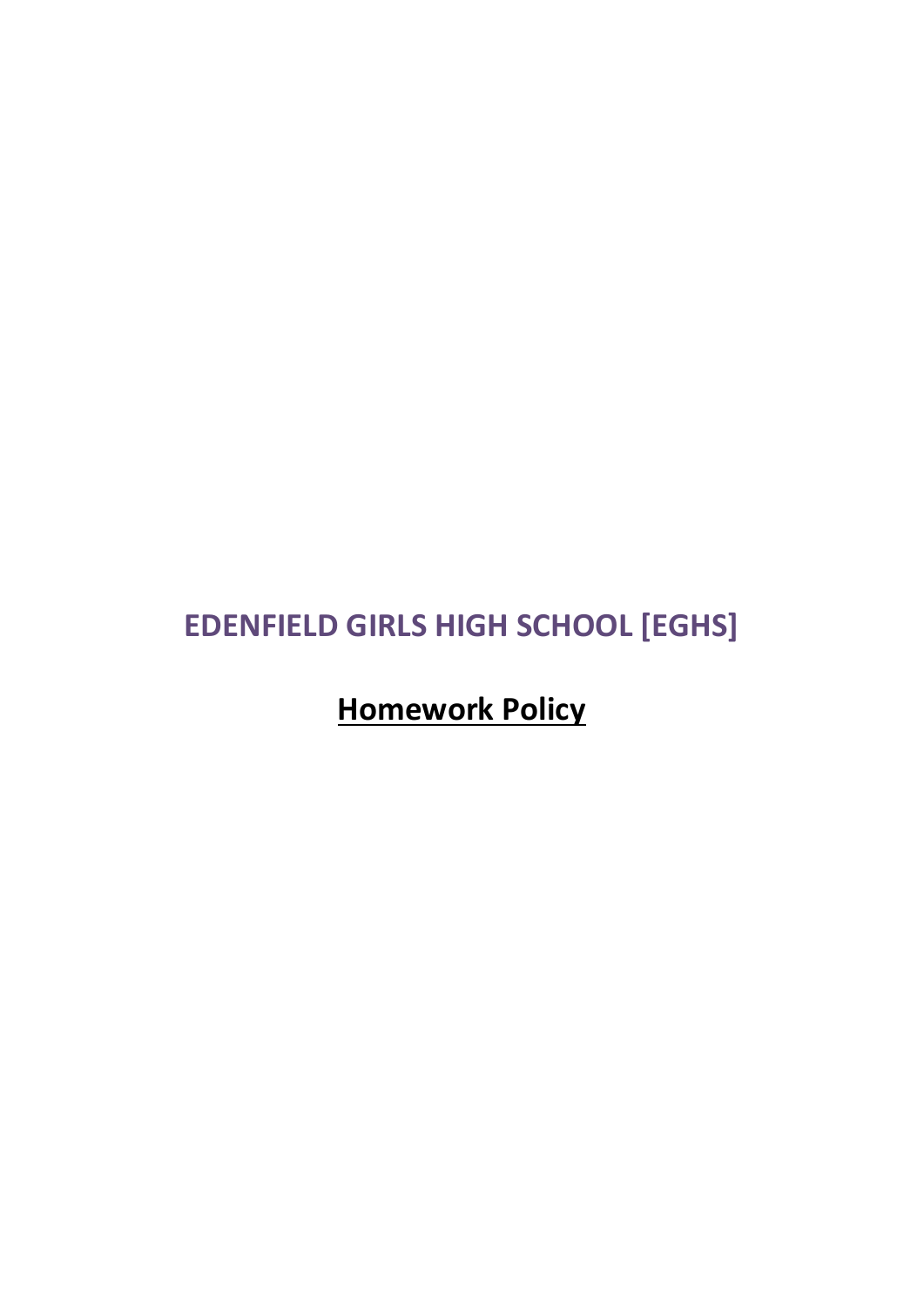# EDENFIELD GIRLS HIGH SCHOOL [EGHS]

## **Homework Policy**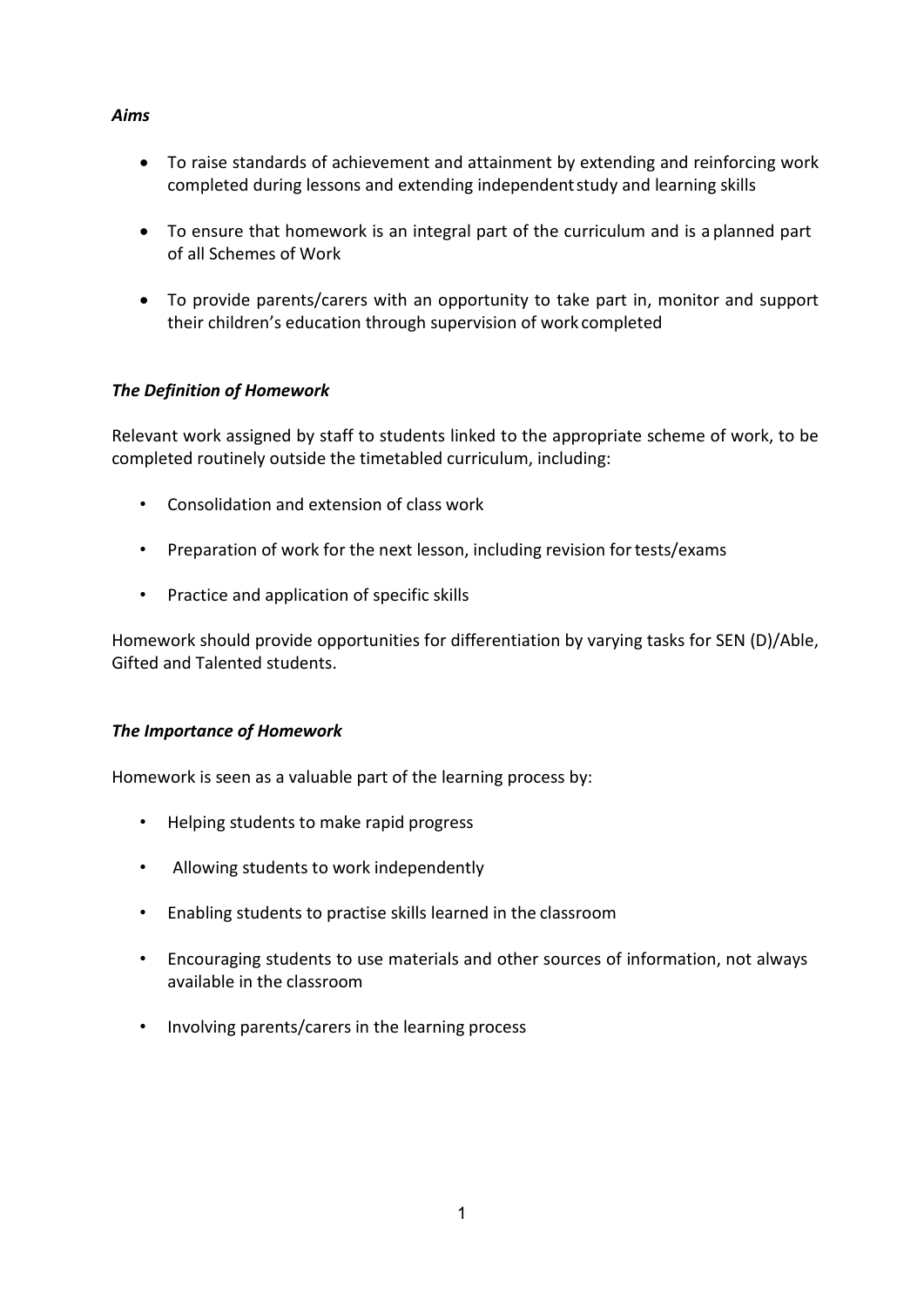***Aims***

- To raise standards of achievement and attainment by extending and reinforcing work completed during lessons and extending independent study and learning skills
- To ensure that homework is an integral part of the curriculum and is a planned part of all Schemes of Work
- To provide parents/carers with an opportunity to take part in, monitor and support their children's education through supervision of work completed

***The Definition of Homework***

Relevant work assigned by staff to students linked to the appropriate scheme of work, to be completed routinely outside the timetabled curriculum, including:

- Consolidation and extension of class work
- Preparation of work for the next lesson, including revision for tests/exams
- Practice and application of specific skills

Homework should provide opportunities for differentiation by varying tasks for SEN (D)/Able, Gifted and Talented students.

***The Importance of Homework***

Homework is seen as a valuable part of the learning process by:

- Helping students to make rapid progress
- Allowing students to work independently
- Enabling students to practise skills learned in the classroom
- Encouraging students to use materials and other sources of information, not always available in the classroom
- Involving parents/carers in the learning process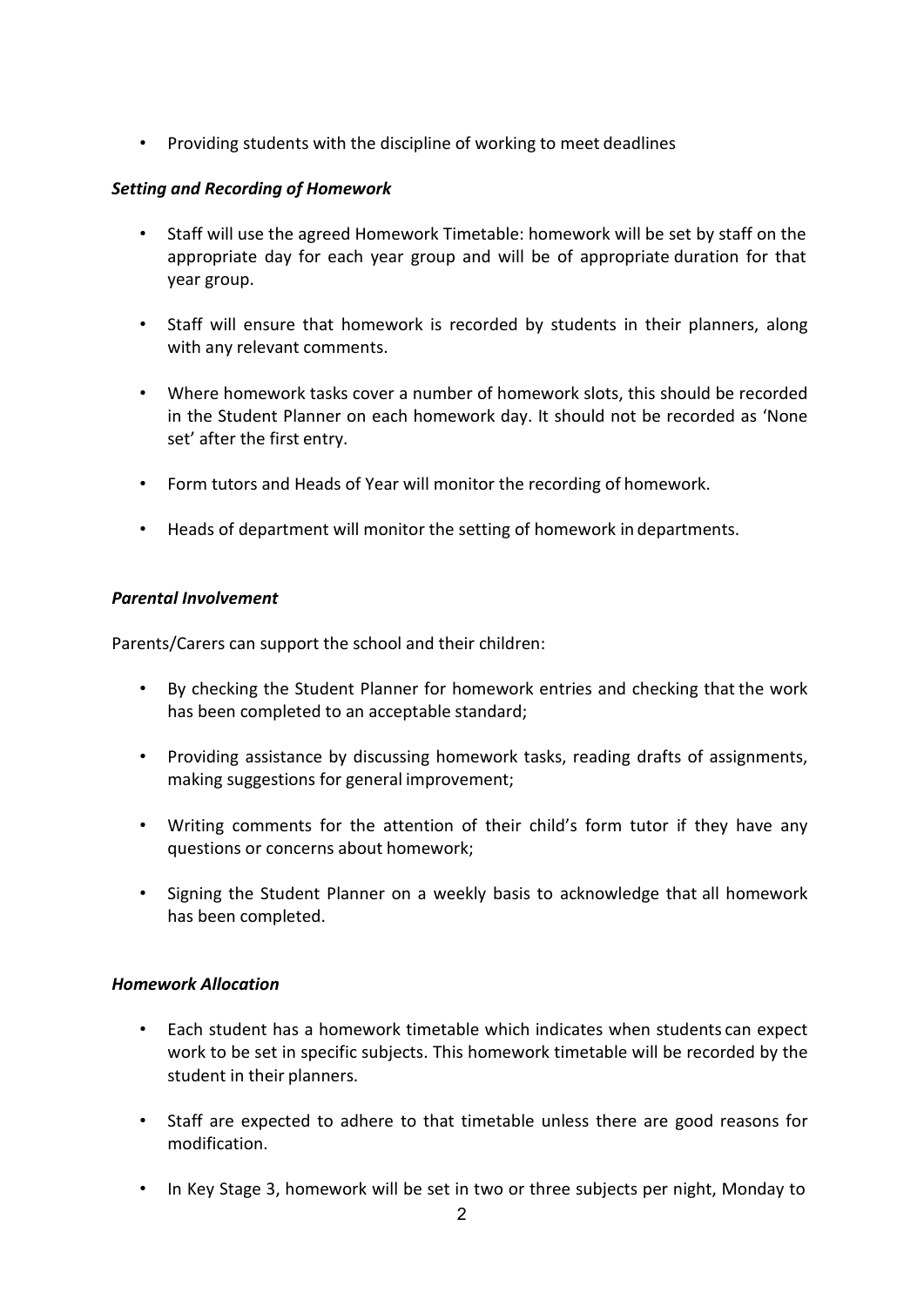- Providing students with the discipline of working to meet deadlines

### *Setting and Recording of Homework*

- Staff will use the agreed Homework Timetable: homework will be set by staff on the appropriate day for each year group and will be of appropriate duration for that year group.

- Staff will ensure that homework is recorded by students in their planners, along with any relevant comments.

- Where homework tasks cover a number of homework slots, this should be recorded in the Student Planner on each homework day. It should not be recorded as 'None set' after the first entry.

- Form tutors and Heads of Year will monitor the recording of homework.

- Heads of department will monitor the setting of homework in departments.

### *Parental Involvement*

Parents/Carers can support the school and their children:

- By checking the Student Planner for homework entries and checking that the work has been completed to an acceptable standard;

- Providing assistance by discussing homework tasks, reading drafts of assignments, making suggestions for general improvement;

- Writing comments for the attention of their child's form tutor if they have any questions or concerns about homework;

- Signing the Student Planner on a weekly basis to acknowledge that all homework has been completed.

### *Homework Allocation*

- Each student has a homework timetable which indicates when students can expect work to be set in specific subjects. This homework timetable will be recorded by the student in their planners.

- Staff are expected to adhere to that timetable unless there are good reasons for modification.

- In Key Stage 3, homework will be set in two or three subjects per night, Monday to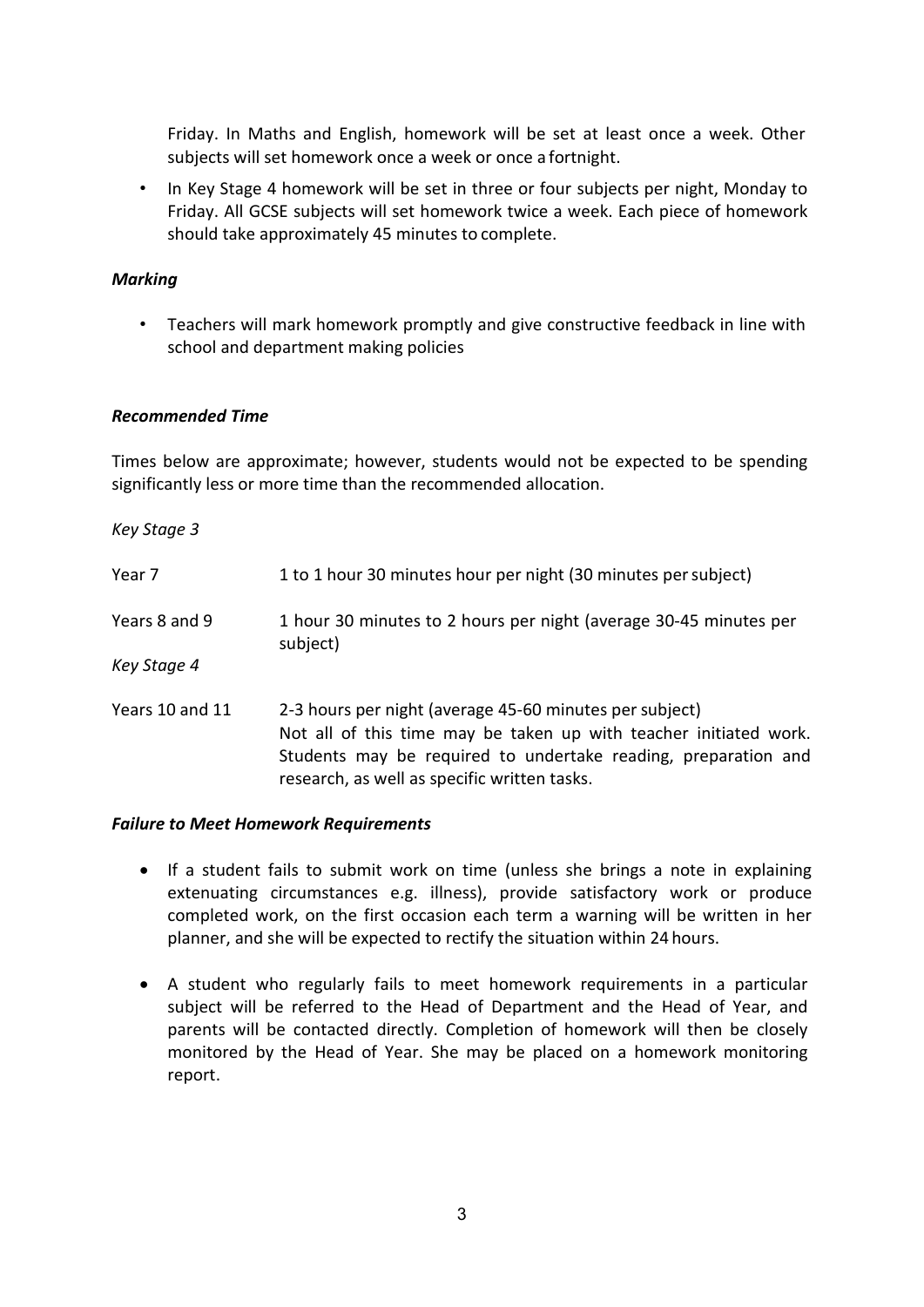Friday. In Maths and English, homework will be set at least once a week. Other subjects will set homework once a week or once a fortnight.

- In Key Stage 4 homework will be set in three or four subjects per night, Monday to Friday. All GCSE subjects will set homework twice a week. Each piece of homework should take approximately 45 minutes to complete.

***Marking***

- Teachers will mark homework promptly and give constructive feedback in line with school and department making policies

***Recommended Time***

Times below are approximate; however, students would not be expected to be spending significantly less or more time than the recommended allocation.

*Key Stage 3*

| | |
|---|---|
| Year 7 | 1 to 1 hour 30 minutes hour per night (30 minutes per subject) |
| Years 8 and 9 | 1 hour 30 minutes to 2 hours per night (average 30-45 minutes per subject) |
| *Key Stage 4* | |
| Years 10 and 11 | 2-3 hours per night (average 45-60 minutes per subject) Not all of this time may be taken up with teacher initiated work. Students may be required to undertake reading, preparation and research, as well as specific written tasks. |

***Failure to Meet Homework Requirements***

- If a student fails to submit work on time (unless she brings a note in explaining extenuating circumstances e.g. illness), provide satisfactory work or produce completed work, on the first occasion each term a warning will be written in her planner, and she will be expected to rectify the situation within 24 hours.

- A student who regularly fails to meet homework requirements in a particular subject will be referred to the Head of Department and the Head of Year, and parents will be contacted directly. Completion of homework will then be closely monitored by the Head of Year. She may be placed on a homework monitoring report.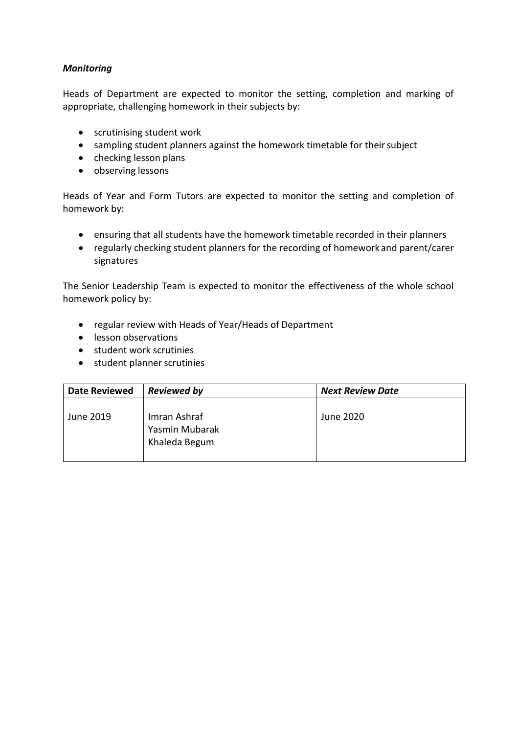***Monitoring***

Heads of Department are expected to monitor the setting, completion and marking of appropriate, challenging homework in their subjects by:

- scrutinising student work
- sampling student planners against the homework timetable for their subject
- checking lesson plans
- observing lessons

Heads of Year and Form Tutors are expected to monitor the setting and completion of homework by:

- ensuring that all students have the homework timetable recorded in their planners
- regularly checking student planners for the recording of homework and parent/carer signatures

The Senior Leadership Team is expected to monitor the effectiveness of the whole school homework policy by:

- regular review with Heads of Year/Heads of Department
- lesson observations
- student work scrutinies
- student planner scrutinies

| **Date Reviewed** | ***Reviewed by*** | ***Next Review Date*** |
|---|---|---|
| June 2019 | Imran Ashraf<br>Yasmin Mubarak<br>Khaleda Begum | June 2020 |